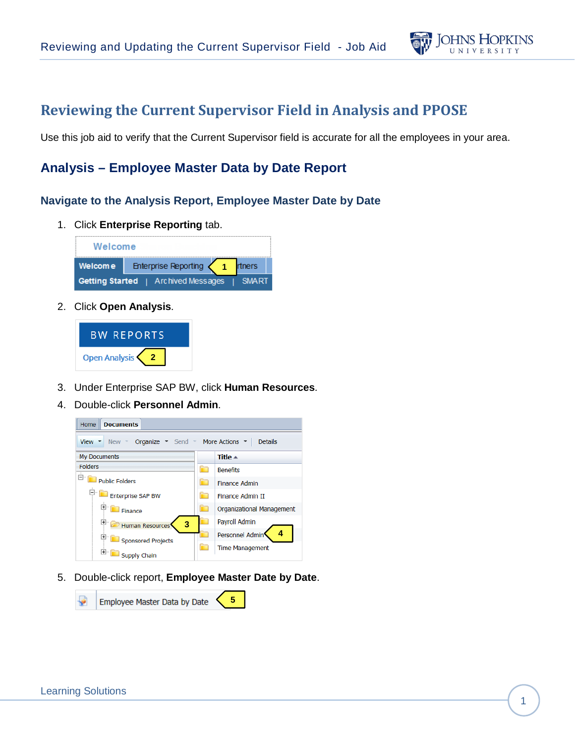# Reviewing the Current Supervisor Field in Analysis and PPOSE

Use this job aid to verify that the Current Supervisor field is accurate for all the employees in your area.

## Analysis – Employee Master Data by Date Report

### Navigate to the Analysis Report, Employee Master Date by Date

1. Click **Enterprise Reporting** tab.
2. Click **Open Analysis**.
3. Under Enterprise SAP BW, click **Human Resources**.
4. Double-click **Personnel Admin**.
5. Double-click report, **Employee Master Date by Date**.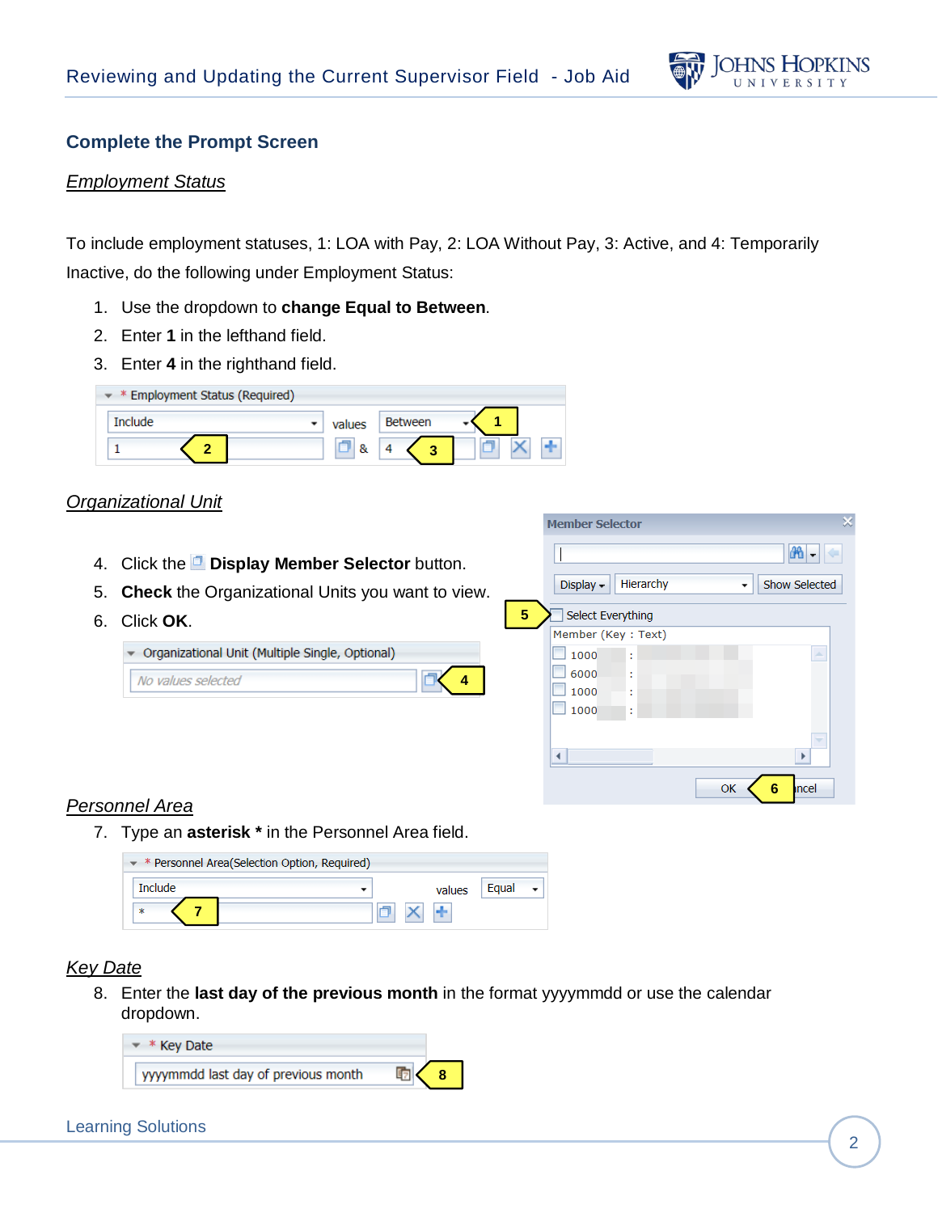## Complete the Prompt Screen

### *Employment Status*

To include employment statuses, 1: LOA with Pay, 2: LOA Without Pay, 3: Active, and 4: Temporarily Inactive, do the following under Employment Status:

1. Use the dropdown to **change Equal to Between**.
2. Enter **1** in the lefthand field.
3. Enter **4** in the righthand field.

### *Organizational Unit*

4. Click the **Display Member Selector** button.
5. **Check** the Organizational Units you want to view.
6. Click **OK**.

### *Personnel Area*

7. Type an **asterisk *** in the Personnel Area field.

### *Key Date*

8. Enter the **last day of the previous month** in the format yyyymmdd or use the calendar dropdown.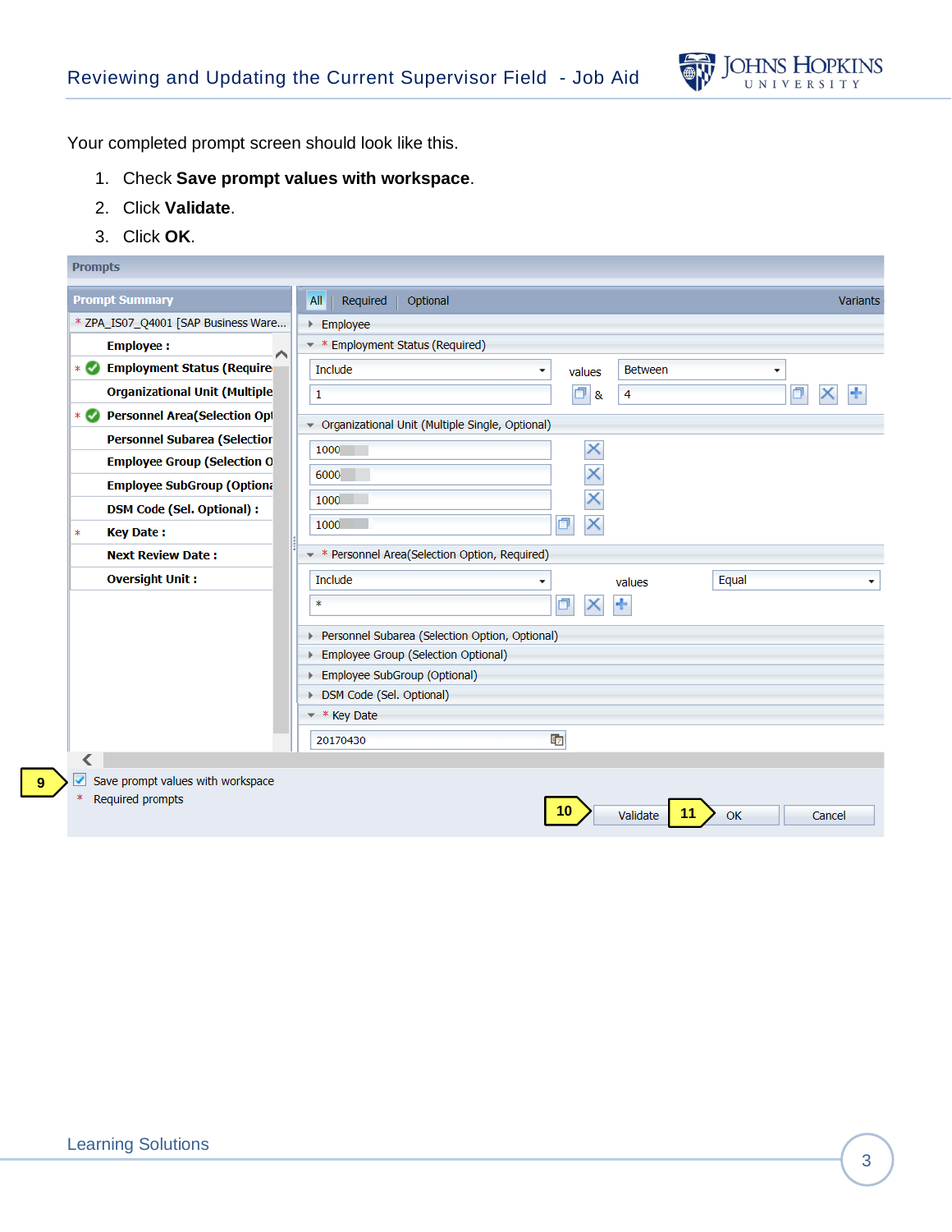Your completed prompt screen should look like this.

1. Check **Save prompt values with workspace**.
2. Click **Validate**.
3. Click **OK**.

Prompts

Prompt Summary

* ZPA_IS07_Q4001 [SAP Business Ware...

- Employee :
- * Employment Status (Require
- Organizational Unit (Multiple
- * Personnel Area(Selection Opt
- Personnel Subarea (Selection
- Employee Group (Selection O
- Employee SubGroup (Optional
- DSM Code (Sel. Optional) :
- * Key Date :
- Next Review Date :
- Oversight Unit :

All | Required | Optional — Variants

- Employee
- * Employment Status (Required)
  - Include — values — Between
  - 1 & 4
- Organizational Unit (Multiple Single, Optional)
  - 1000
  - 6000
  - 1000
  - 1000
- * Personnel Area(Selection Option, Required)
  - Include — values — Equal
  - *
- Personnel Subarea (Selection Option, Optional)
- Employee Group (Selection Optional)
- Employee SubGroup (Optional)
- DSM Code (Sel. Optional)
- * Key Date
  - 20170430

9 — Save prompt values with workspace

* Required prompts

10 — Validate

11 — OK

Cancel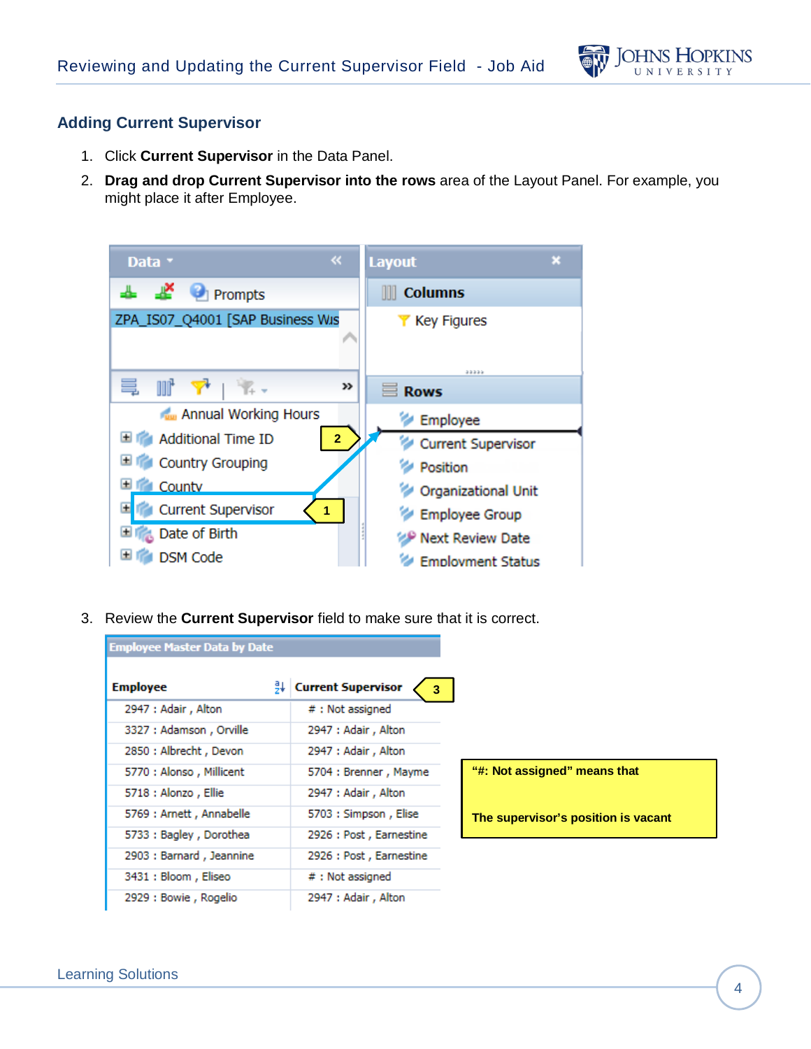## Adding Current Supervisor

1. Click **Current Supervisor** in the Data Panel.
2. **Drag and drop Current Supervisor into the rows** area of the Layout Panel. For example, you might place it after Employee.

3. Review the **Current Supervisor** field to make sure that it is correct.

**Employee Master Data by Date**

| Employee | Current Supervisor |
|---|---|
| 2947 : Adair , Alton | # : Not assigned |
| 3327 : Adamson , Orville | 2947 : Adair , Alton |
| 2850 : Albrecht , Devon | 2947 : Adair , Alton |
| 5770 : Alonso , Millicent | 5704 : Brenner , Mayme |
| 5718 : Alonzo , Ellie | 2947 : Adair , Alton |
| 5769 : Arnett , Annabelle | 5703 : Simpson , Elise |
| 5733 : Bagley , Dorothea | 2926 : Post , Earnestine |
| 2903 : Barnard , Jeannine | 2926 : Post , Earnestine |
| 3431 : Bloom , Eliseo | # : Not assigned |
| 2929 : Bowie , Rogelio | 2947 : Adair , Alton |

**"#: Not assigned" means that**

**The supervisor's position is vacant**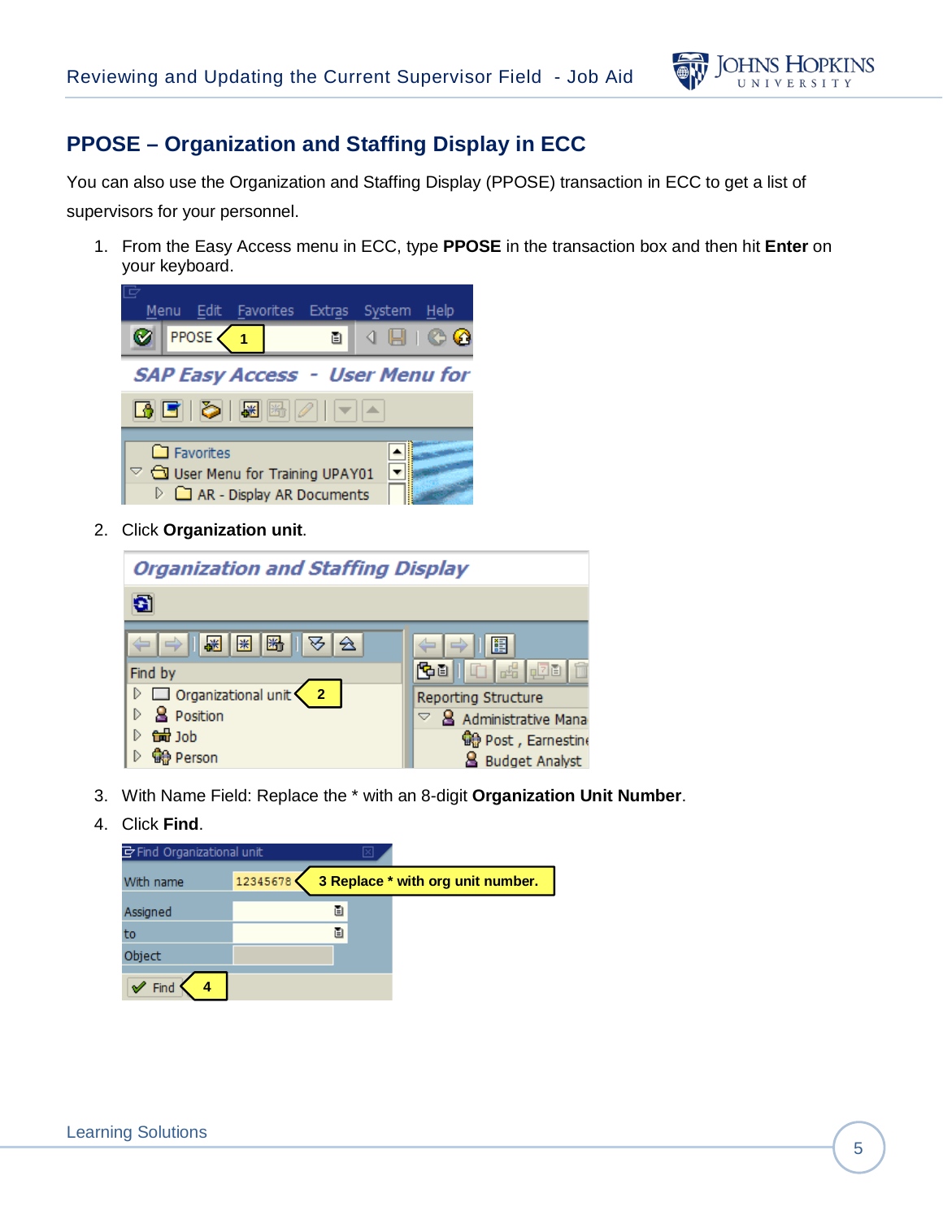## PPOSE – Organization and Staffing Display in ECC

You can also use the Organization and Staffing Display (PPOSE) transaction in ECC to get a list of supervisors for your personnel.

1. From the Easy Access menu in ECC, type **PPOSE** in the transaction box and then hit **Enter** on your keyboard.
2. Click **Organization unit**.
3. With Name Field: Replace the * with an 8-digit **Organization Unit Number**.
4. Click **Find**.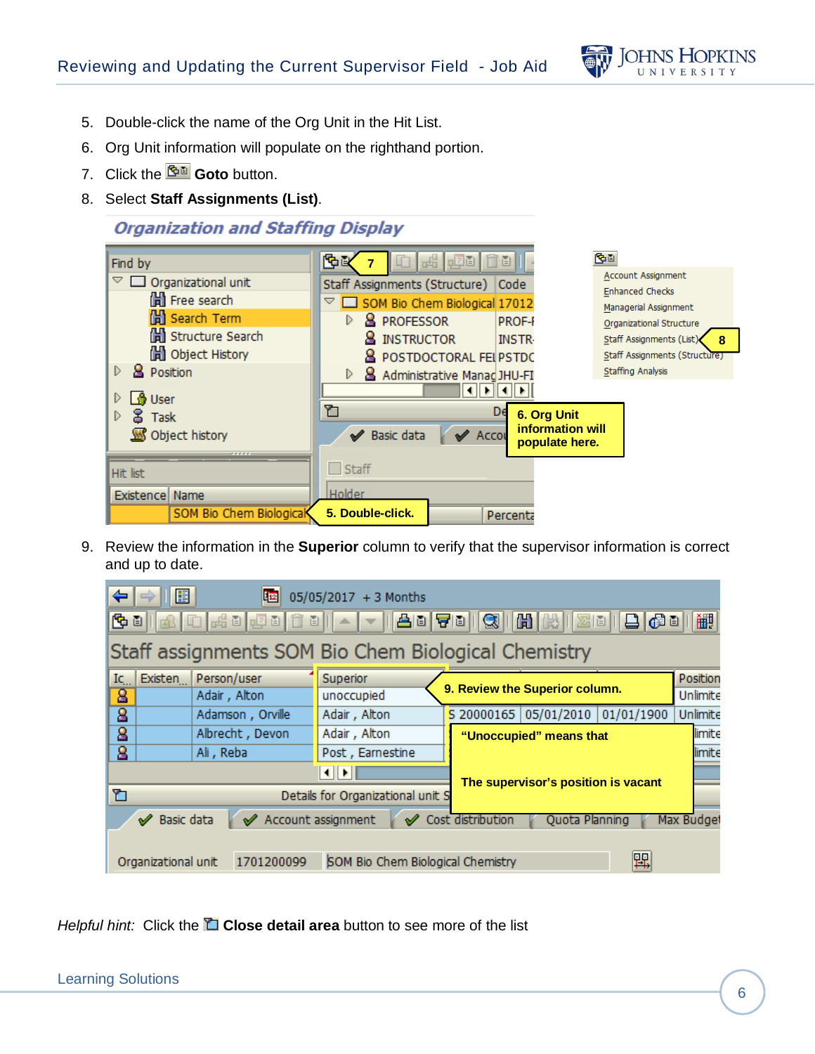5. Double-click the name of the Org Unit in the Hit List.
6. Org Unit information will populate on the righthand portion.
7. Click the **Goto** button.
8. Select **Staff Assignments (List)**.

9. Review the information in the **Superior** column to verify that the supervisor information is correct and up to date.

*Helpful hint:* Click the **Close detail area** button to see more of the list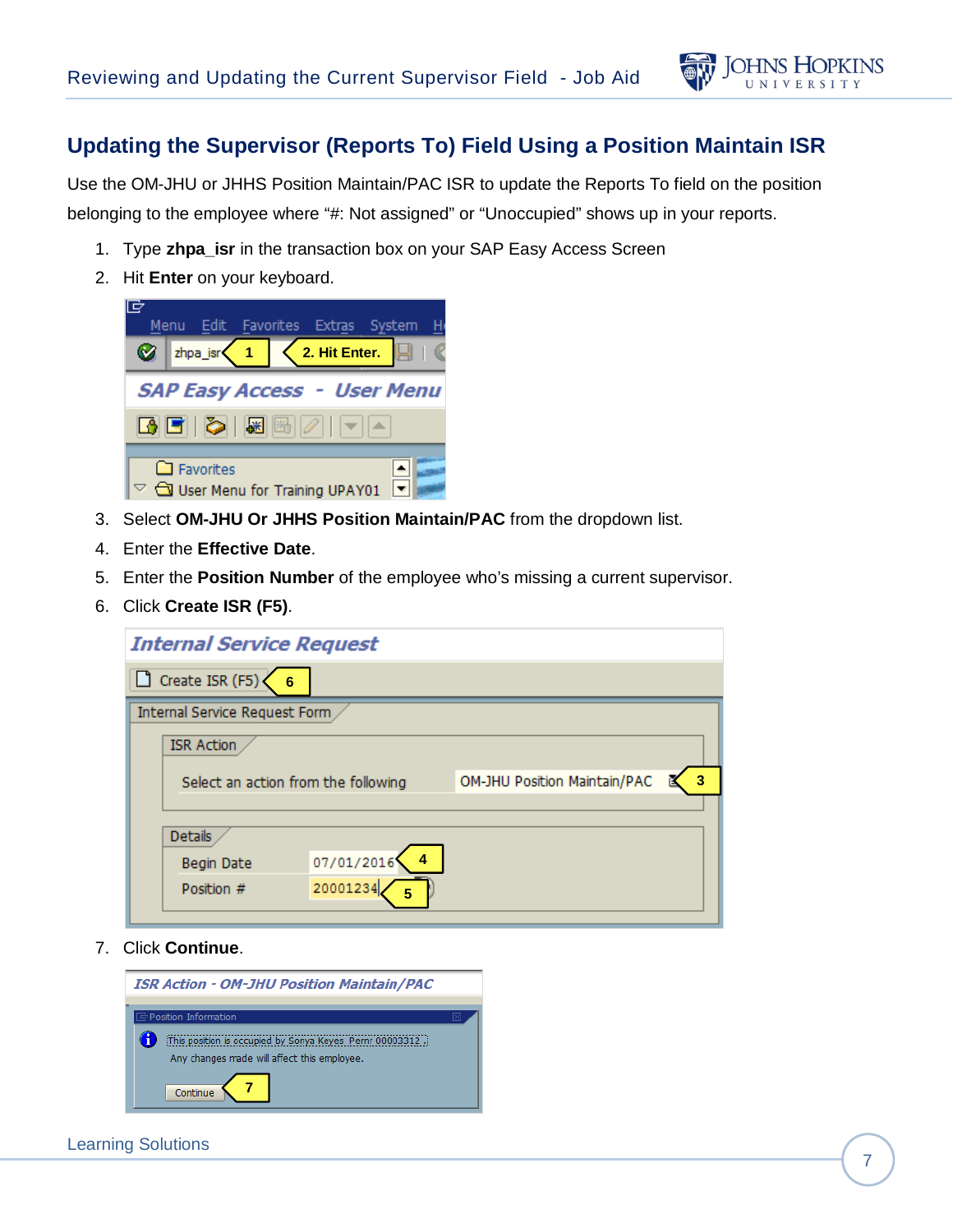## Updating the Supervisor (Reports To) Field Using a Position Maintain ISR

Use the OM-JHU or JHHS Position Maintain/PAC ISR to update the Reports To field on the position belonging to the employee where "#: Not assigned" or "Unoccupied" shows up in your reports.

1. Type **zhpa_isr** in the transaction box on your SAP Easy Access Screen
2. Hit **Enter** on your keyboard.
3. Select **OM-JHU Or JHHS Position Maintain/PAC** from the dropdown list.
4. Enter the **Effective Date**.
5. Enter the **Position Number** of the employee who's missing a current supervisor.
6. Click **Create ISR (F5)**.
7. Click **Continue**.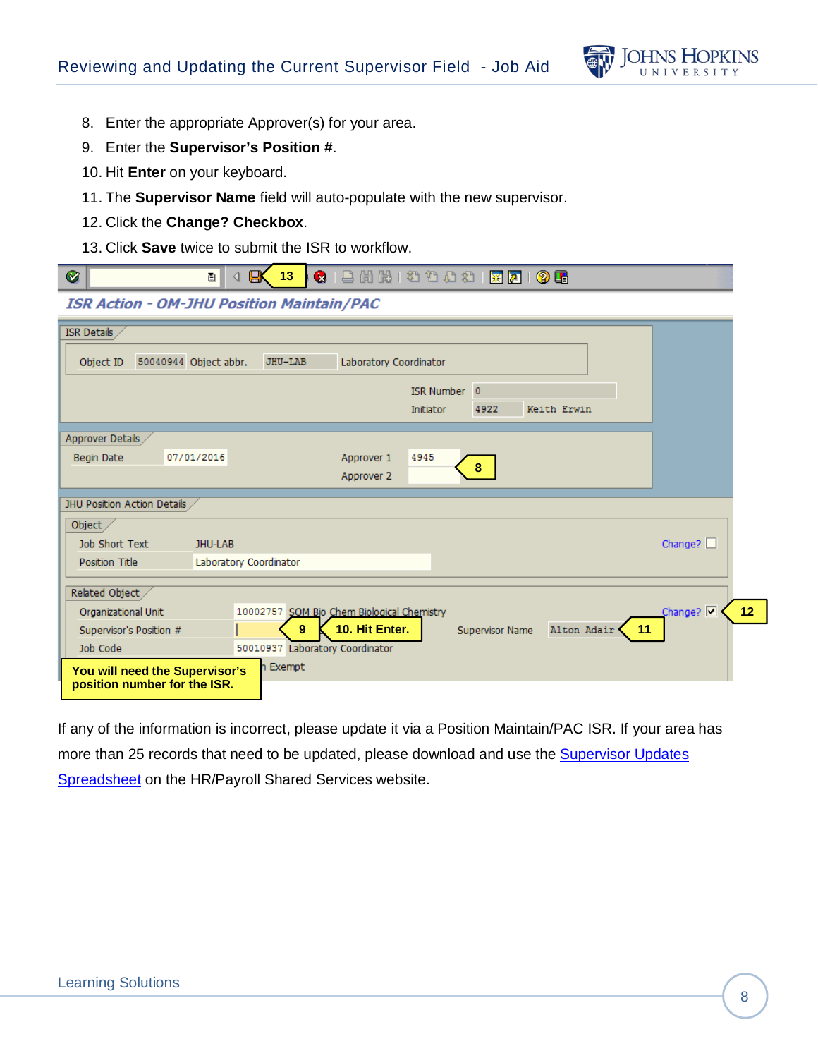8. Enter the appropriate Approver(s) for your area.
9. Enter the **Supervisor's Position #**.
10. Hit **Enter** on your keyboard.
11. The **Supervisor Name** field will auto-populate with the new supervisor.
12. Click the **Change? Checkbox**.
13. Click **Save** twice to submit the ISR to workflow.

If any of the information is incorrect, please update it via a Position Maintain/PAC ISR. If your area has more than 25 records that need to be updated, please download and use the Supervisor Updates Spreadsheet on the HR/Payroll Shared Services website.